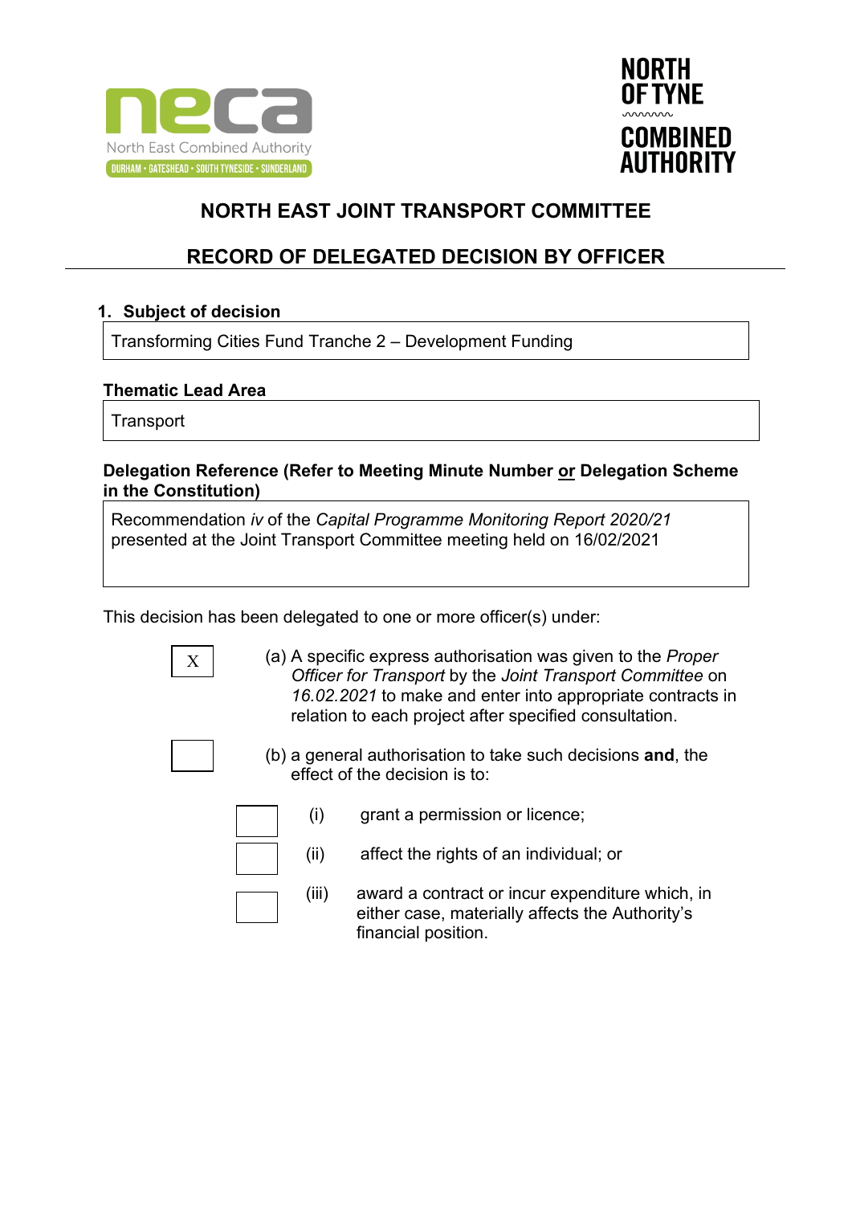# NORTH EAST JOINT TRANSPORT COMMITTEE

## RECORD OF DELEGATED DECISION BY OFFICER

**1. Subject of decision**

Transforming Cities Fund Tranche 2 – Development Funding

**Thematic Lead Area**

Transport

**Delegation Reference (Refer to Meeting Minute Number or Delegation Scheme in the Constitution)**

Recommendation *iv* of the *Capital Programme Monitoring Report 2020/21* presented at the Joint Transport Committee meeting held on 16/02/2021

This decision has been delegated to one or more officer(s) under:

[X] (a) A specific express authorisation was given to the *Proper Officer for Transport* by the *Joint Transport Committee* on *16.02.2021* to make and enter into appropriate contracts in relation to each project after specified consultation.

[ ] (b) a general authorisation to take such decisions **and**, the effect of the decision is to:

- [ ] (i) grant a permission or licence;
- [ ] (ii) affect the rights of an individual; or
- [ ] (iii) award a contract or incur expenditure which, in either case, materially affects the Authority's financial position.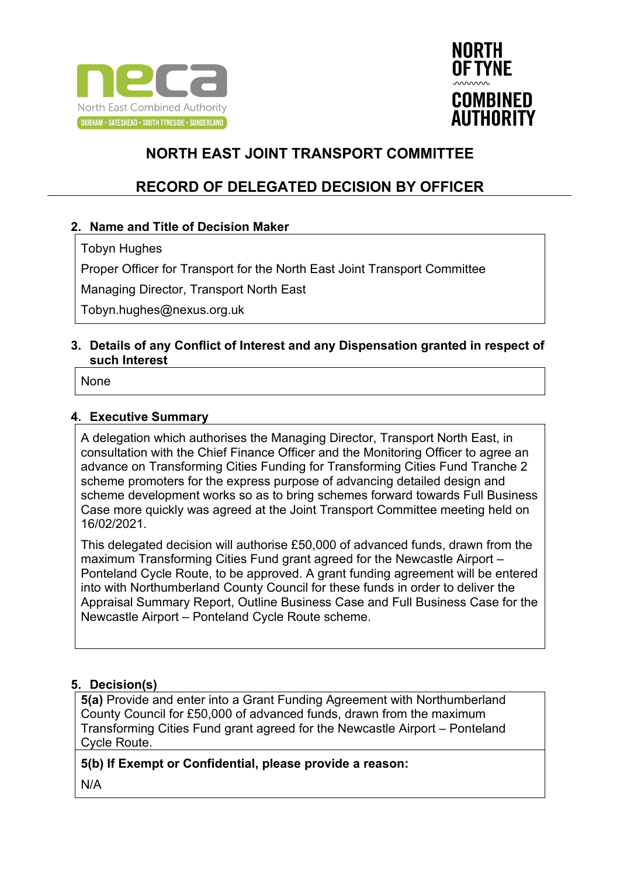# NORTH EAST JOINT TRANSPORT COMMITTEE

## RECORD OF DELEGATED DECISION BY OFFICER

### 2. Name and Title of Decision Maker

Tobyn Hughes

Proper Officer for Transport for the North East Joint Transport Committee

Managing Director, Transport North East

Tobyn.hughes@nexus.org.uk

### 3. Details of any Conflict of Interest and any Dispensation granted in respect of such Interest

None

### 4. Executive Summary

A delegation which authorises the Managing Director, Transport North East, in consultation with the Chief Finance Officer and the Monitoring Officer to agree an advance on Transforming Cities Funding for Transforming Cities Fund Tranche 2 scheme promoters for the express purpose of advancing detailed design and scheme development works so as to bring schemes forward towards Full Business Case more quickly was agreed at the Joint Transport Committee meeting held on 16/02/2021.

This delegated decision will authorise £50,000 of advanced funds, drawn from the maximum Transforming Cities Fund grant agreed for the Newcastle Airport – Ponteland Cycle Route, to be approved. A grant funding agreement will be entered into with Northumberland County Council for these funds in order to deliver the Appraisal Summary Report, Outline Business Case and Full Business Case for the Newcastle Airport – Ponteland Cycle Route scheme.

### 5. Decision(s)

**5(a)** Provide and enter into a Grant Funding Agreement with Northumberland County Council for £50,000 of advanced funds, drawn from the maximum Transforming Cities Fund grant agreed for the Newcastle Airport – Ponteland Cycle Route.

**5(b) If Exempt or Confidential, please provide a reason:**

N/A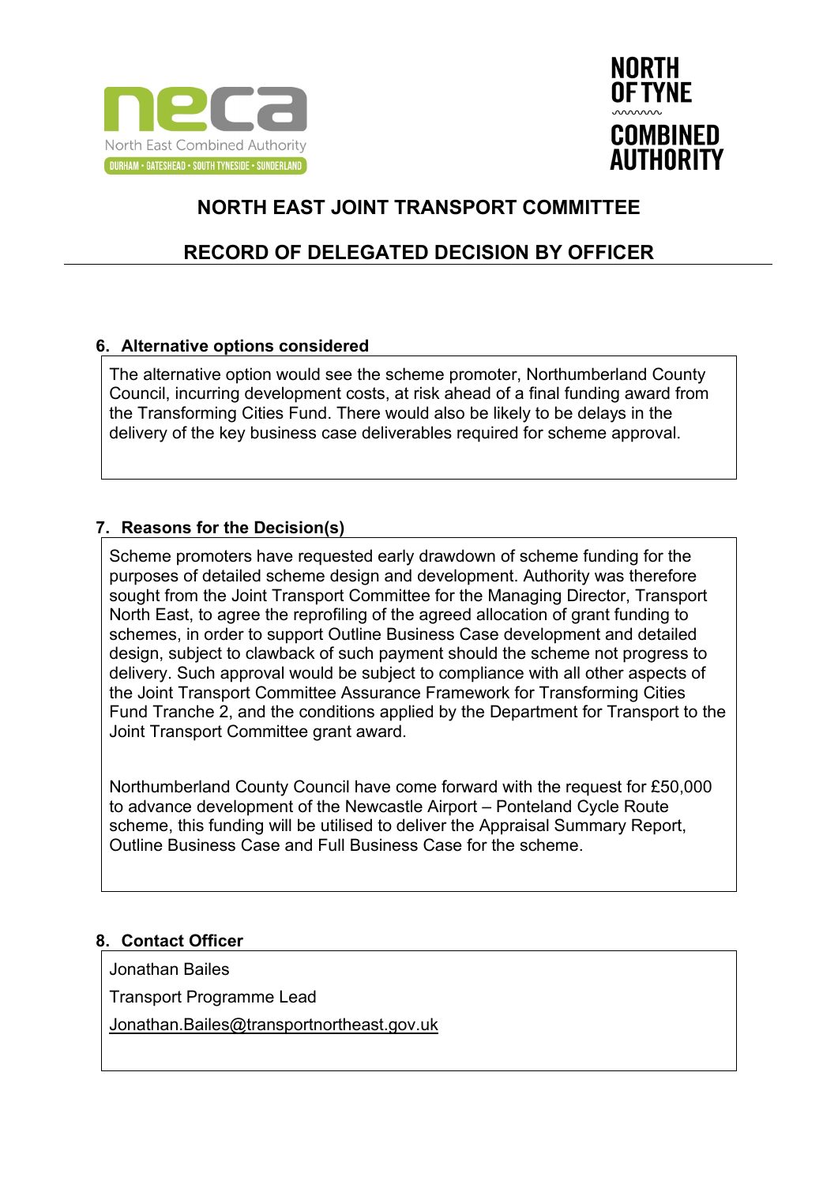# NORTH EAST JOINT TRANSPORT COMMITTEE

## RECORD OF DELEGATED DECISION BY OFFICER

### 6. Alternative options considered

The alternative option would see the scheme promoter, Northumberland County Council, incurring development costs, at risk ahead of a final funding award from the Transforming Cities Fund. There would also be likely to be delays in the delivery of the key business case deliverables required for scheme approval.

### 7. Reasons for the Decision(s)

Scheme promoters have requested early drawdown of scheme funding for the purposes of detailed scheme design and development. Authority was therefore sought from the Joint Transport Committee for the Managing Director, Transport North East, to agree the reprofiling of the agreed allocation of grant funding to schemes, in order to support Outline Business Case development and detailed design, subject to clawback of such payment should the scheme not progress to delivery. Such approval would be subject to compliance with all other aspects of the Joint Transport Committee Assurance Framework for Transforming Cities Fund Tranche 2, and the conditions applied by the Department for Transport to the Joint Transport Committee grant award.

Northumberland County Council have come forward with the request for £50,000 to advance development of the Newcastle Airport – Ponteland Cycle Route scheme, this funding will be utilised to deliver the Appraisal Summary Report, Outline Business Case and Full Business Case for the scheme.

### 8. Contact Officer

Jonathan Bailes

Transport Programme Lead

Jonathan.Bailes@transportnortheast.gov.uk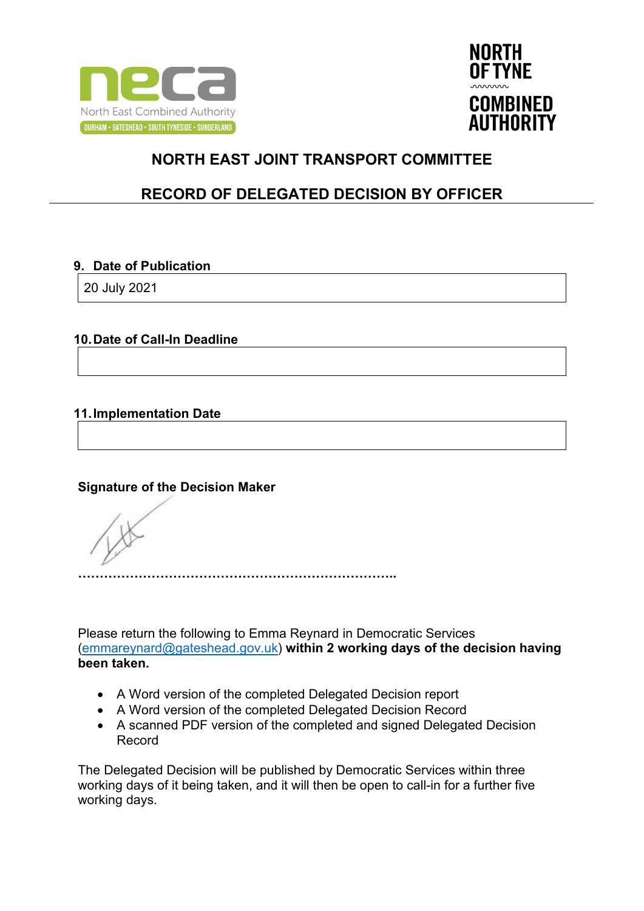# NORTH EAST JOINT TRANSPORT COMMITTEE

## RECORD OF DELEGATED DECISION BY OFFICER

**9. Date of Publication**

| 20 July 2021 |
|---|

**10. Date of Call-In Deadline**

| |
|---|

**11. Implementation Date**

| |
|---|

**Signature of the Decision Maker**

…………………………………………………………………..

Please return the following to Emma Reynard in Democratic Services (emmareynard@gateshead.gov.uk) **within 2 working days of the decision having been taken.**

- A Word version of the completed Delegated Decision report
- A Word version of the completed Delegated Decision Record
- A scanned PDF version of the completed and signed Delegated Decision Record

The Delegated Decision will be published by Democratic Services within three working days of it being taken, and it will then be open to call-in for a further five working days.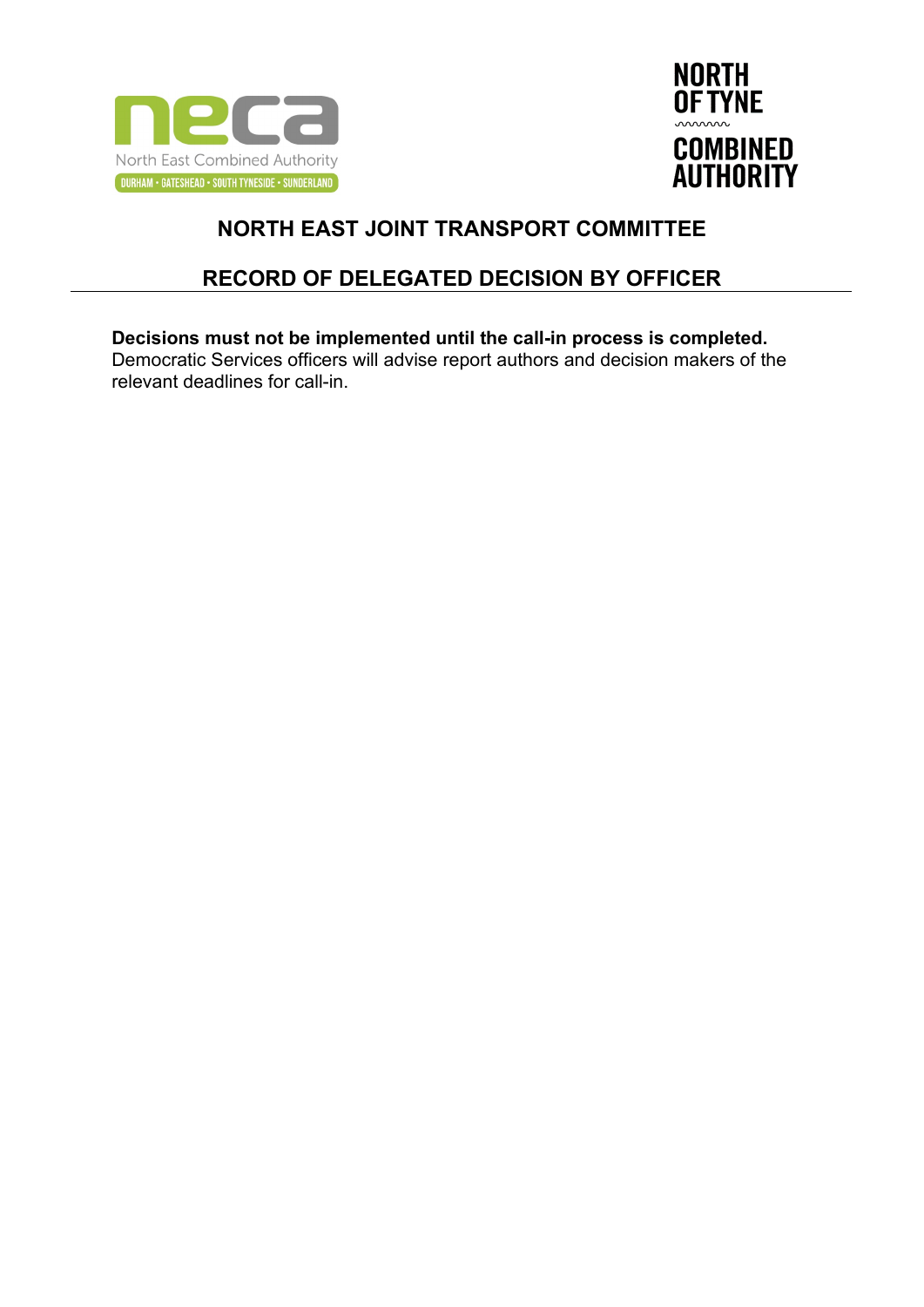neca
North East Combined Authority
DURHAM • GATESHEAD • SOUTH TYNESIDE • SUNDERLAND

NORTH OF TYNE COMBINED AUTHORITY

## NORTH EAST JOINT TRANSPORT COMMITTEE

## RECORD OF DELEGATED DECISION BY OFFICER

**Decisions must not be implemented until the call-in process is completed.** Democratic Services officers will advise report authors and decision makers of the relevant deadlines for call-in.